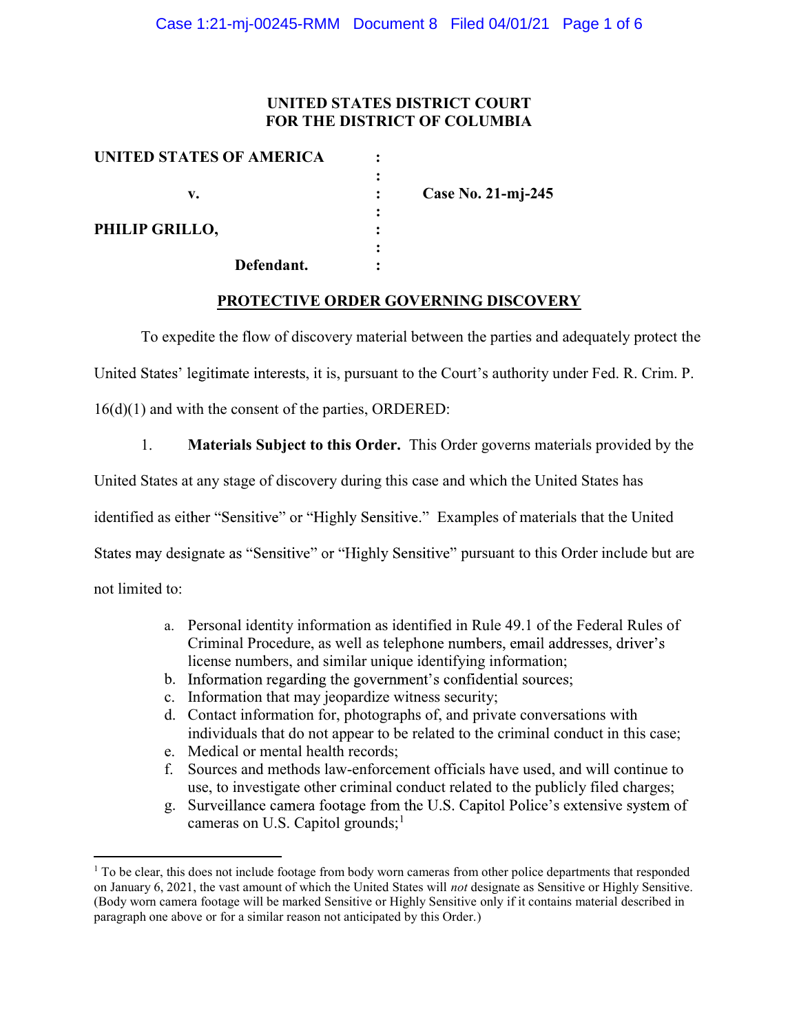**UNITED STATES DISTRICT COURT**
**FOR THE DISTRICT OF COLUMBIA**

| | | |
|---|---|---|
| **UNITED STATES OF AMERICA** | : | |
| | : | |
| **v.** | : | **Case No. 21-mj-245** |
| | : | |
| **PHILIP GRILLO,** | : | |
| | : | |
| **Defendant.** | : | |

**PROTECTIVE ORDER GOVERNING DISCOVERY**

To expedite the flow of discovery material between the parties and adequately protect the United States' legitimate interests, it is, pursuant to the Court's authority under Fed. R. Crim. P. 16(d)(1) and with the consent of the parties, ORDERED:

1. **Materials Subject to this Order.** This Order governs materials provided by the United States at any stage of discovery during this case and which the United States has identified as either "Sensitive" or "Highly Sensitive." Examples of materials that the United States may designate as "Sensitive" or "Highly Sensitive" pursuant to this Order include but are not limited to:

   a. Personal identity information as identified in Rule 49.1 of the Federal Rules of Criminal Procedure, as well as telephone numbers, email addresses, driver's license numbers, and similar unique identifying information;
   b. Information regarding the government's confidential sources;
   c. Information that may jeopardize witness security;
   d. Contact information for, photographs of, and private conversations with individuals that do not appear to be related to the criminal conduct in this case;
   e. Medical or mental health records;
   f. Sources and methods law-enforcement officials have used, and will continue to use, to investigate other criminal conduct related to the publicly filed charges;
   g. Surveillance camera footage from the U.S. Capitol Police's extensive system of cameras on U.S. Capitol grounds;[1]

[1] To be clear, this does not include footage from body worn cameras from other police departments that responded on January 6, 2021, the vast amount of which the United States will *not* designate as Sensitive or Highly Sensitive. (Body worn camera footage will be marked Sensitive or Highly Sensitive only if it contains material described in paragraph one above or for a similar reason not anticipated by this Order.)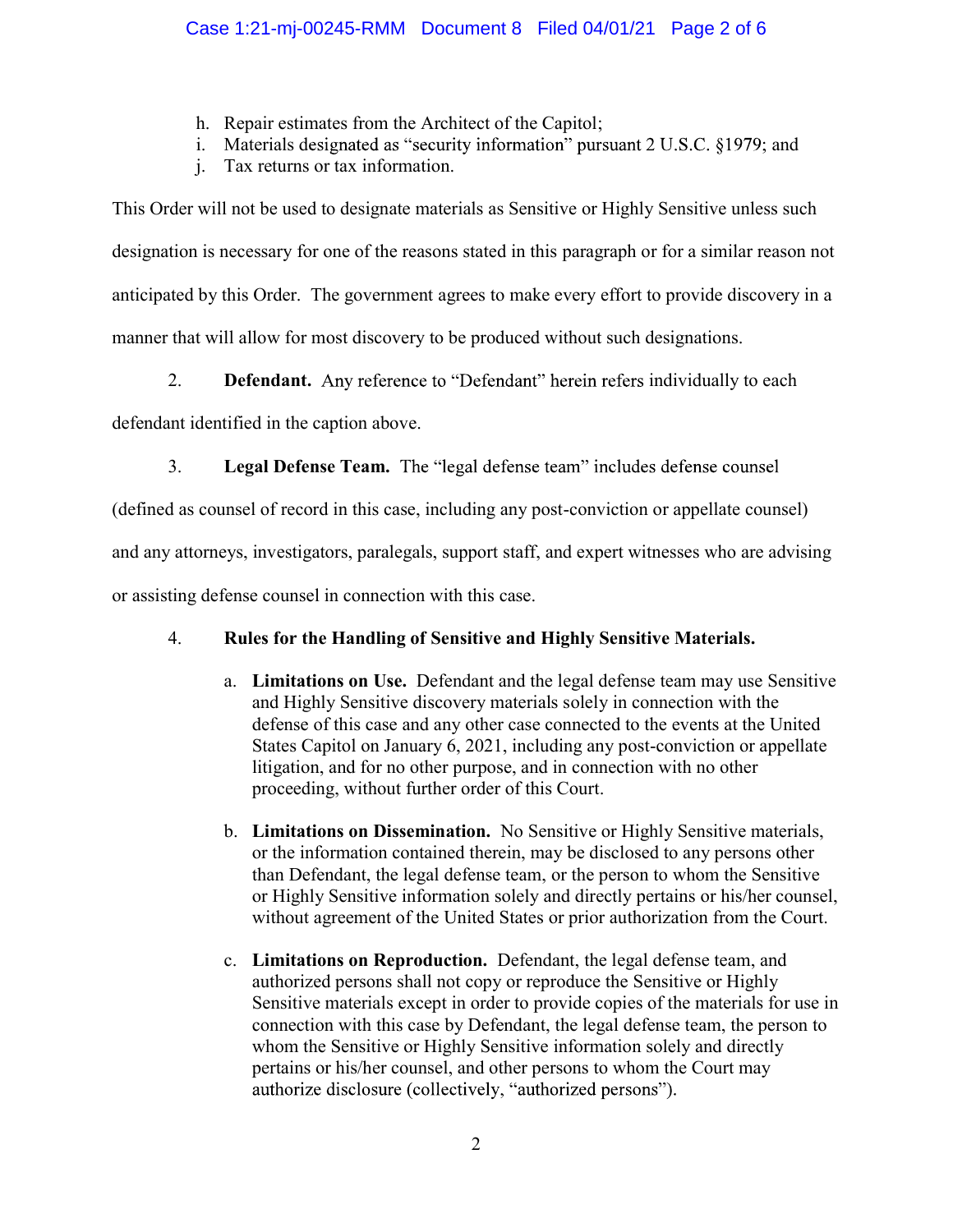h. Repair estimates from the Architect of the Capitol;
i. Materials designated as "security information" pursuant 2 U.S.C. §1979; and
j. Tax returns or tax information.

This Order will not be used to designate materials as Sensitive or Highly Sensitive unless such designation is necessary for one of the reasons stated in this paragraph or for a similar reason not anticipated by this Order. The government agrees to make every effort to provide discovery in a manner that will allow for most discovery to be produced without such designations.

2. **Defendant.** Any reference to "Defendant" herein refers individually to each defendant identified in the caption above.

3. **Legal Defense Team.** The "legal defense team" includes defense counsel (defined as counsel of record in this case, including any post-conviction or appellate counsel) and any attorneys, investigators, paralegals, support staff, and expert witnesses who are advising or assisting defense counsel in connection with this case.

4. **Rules for the Handling of Sensitive and Highly Sensitive Materials.**

   a. **Limitations on Use.** Defendant and the legal defense team may use Sensitive and Highly Sensitive discovery materials solely in connection with the defense of this case and any other case connected to the events at the United States Capitol on January 6, 2021, including any post-conviction or appellate litigation, and for no other purpose, and in connection with no other proceeding, without further order of this Court.

   b. **Limitations on Dissemination.** No Sensitive or Highly Sensitive materials, or the information contained therein, may be disclosed to any persons other than Defendant, the legal defense team, or the person to whom the Sensitive or Highly Sensitive information solely and directly pertains or his/her counsel, without agreement of the United States or prior authorization from the Court.

   c. **Limitations on Reproduction.** Defendant, the legal defense team, and authorized persons shall not copy or reproduce the Sensitive or Highly Sensitive materials except in order to provide copies of the materials for use in connection with this case by Defendant, the legal defense team, the person to whom the Sensitive or Highly Sensitive information solely and directly pertains or his/her counsel, and other persons to whom the Court may authorize disclosure (collectively, "authorized persons").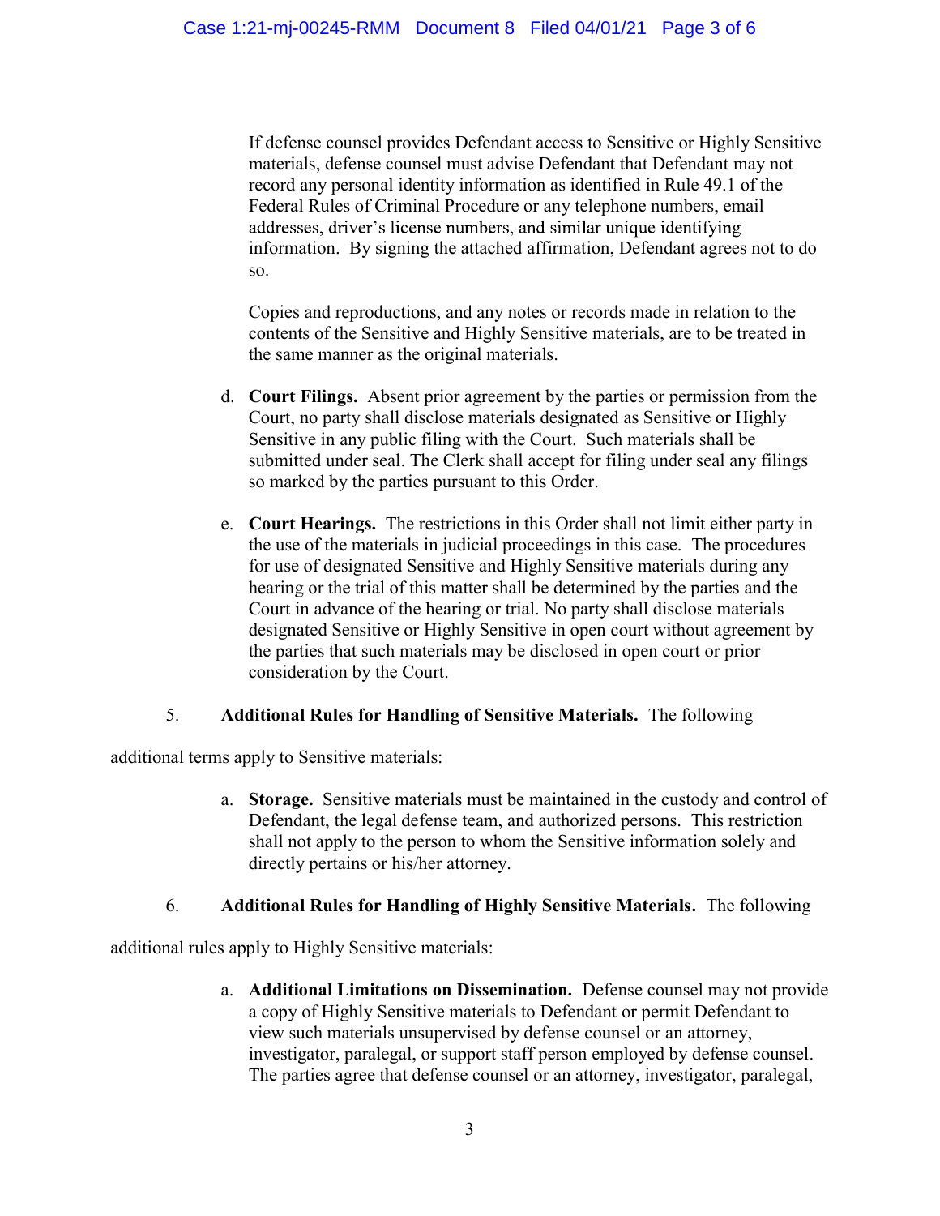If defense counsel provides Defendant access to Sensitive or Highly Sensitive materials, defense counsel must advise Defendant that Defendant may not record any personal identity information as identified in Rule 49.1 of the Federal Rules of Criminal Procedure or any telephone numbers, email addresses, driver's license numbers, and similar unique identifying information. By signing the attached affirmation, Defendant agrees not to do so.

Copies and reproductions, and any notes or records made in relation to the contents of the Sensitive and Highly Sensitive materials, are to be treated in the same manner as the original materials.

d. **Court Filings.** Absent prior agreement by the parties or permission from the Court, no party shall disclose materials designated as Sensitive or Highly Sensitive in any public filing with the Court. Such materials shall be submitted under seal. The Clerk shall accept for filing under seal any filings so marked by the parties pursuant to this Order.

e. **Court Hearings.** The restrictions in this Order shall not limit either party in the use of the materials in judicial proceedings in this case. The procedures for use of designated Sensitive and Highly Sensitive materials during any hearing or the trial of this matter shall be determined by the parties and the Court in advance of the hearing or trial. No party shall disclose materials designated Sensitive or Highly Sensitive in open court without agreement by the parties that such materials may be disclosed in open court or prior consideration by the Court.

5. **Additional Rules for Handling of Sensitive Materials.** The following additional terms apply to Sensitive materials:

a. **Storage.** Sensitive materials must be maintained in the custody and control of Defendant, the legal defense team, and authorized persons. This restriction shall not apply to the person to whom the Sensitive information solely and directly pertains or his/her attorney.

6. **Additional Rules for Handling of Highly Sensitive Materials.** The following additional rules apply to Highly Sensitive materials:

a. **Additional Limitations on Dissemination.** Defense counsel may not provide a copy of Highly Sensitive materials to Defendant or permit Defendant to view such materials unsupervised by defense counsel or an attorney, investigator, paralegal, or support staff person employed by defense counsel. The parties agree that defense counsel or an attorney, investigator, paralegal,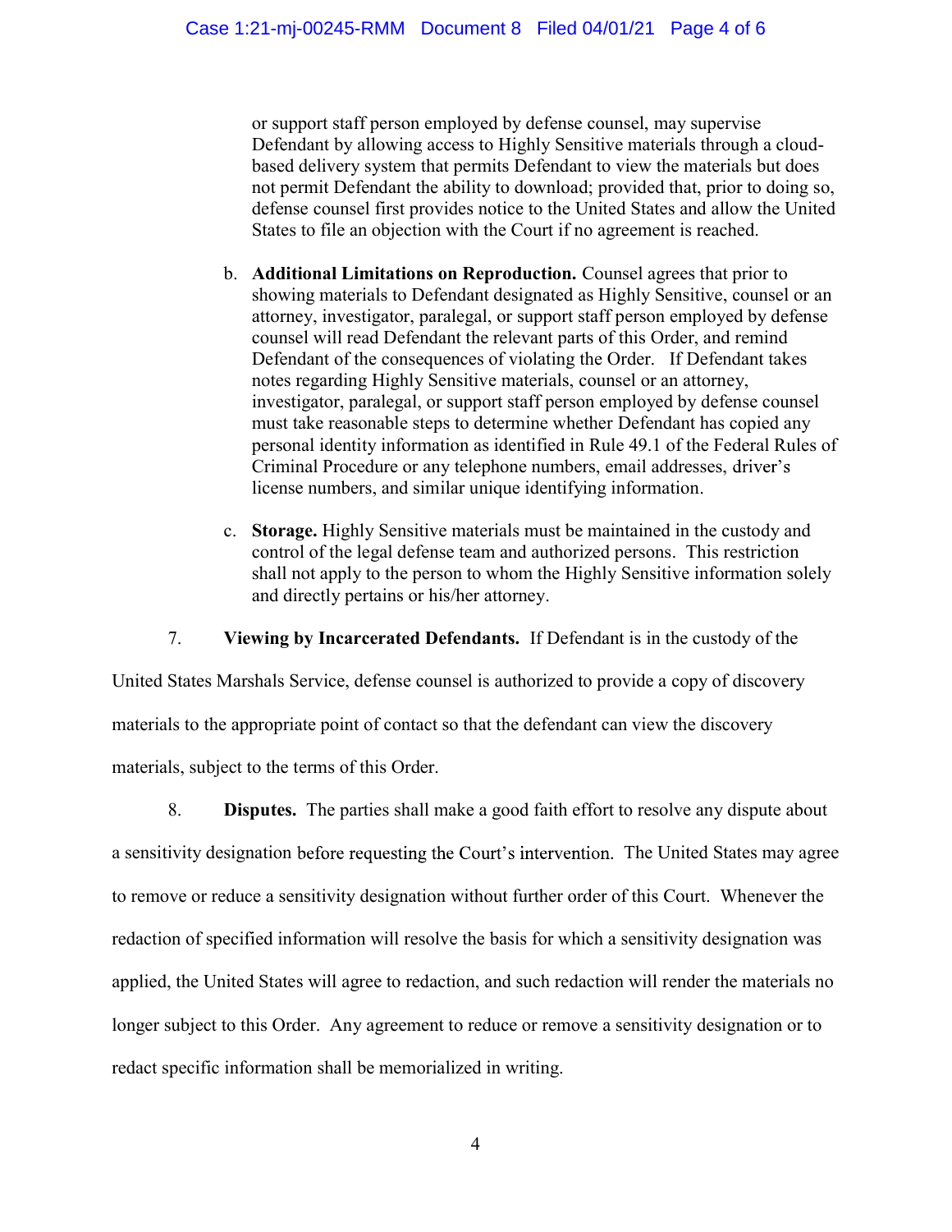or support staff person employed by defense counsel, may supervise Defendant by allowing access to Highly Sensitive materials through a cloud-based delivery system that permits Defendant to view the materials but does not permit Defendant the ability to download; provided that, prior to doing so, defense counsel first provides notice to the United States and allow the United States to file an objection with the Court if no agreement is reached.

b. **Additional Limitations on Reproduction.** Counsel agrees that prior to showing materials to Defendant designated as Highly Sensitive, counsel or an attorney, investigator, paralegal, or support staff person employed by defense counsel will read Defendant the relevant parts of this Order, and remind Defendant of the consequences of violating the Order. If Defendant takes notes regarding Highly Sensitive materials, counsel or an attorney, investigator, paralegal, or support staff person employed by defense counsel must take reasonable steps to determine whether Defendant has copied any personal identity information as identified in Rule 49.1 of the Federal Rules of Criminal Procedure or any telephone numbers, email addresses, driver's license numbers, and similar unique identifying information.

c. **Storage.** Highly Sensitive materials must be maintained in the custody and control of the legal defense team and authorized persons. This restriction shall not apply to the person to whom the Highly Sensitive information solely and directly pertains or his/her attorney.

7. **Viewing by Incarcerated Defendants.** If Defendant is in the custody of the United States Marshals Service, defense counsel is authorized to provide a copy of discovery materials to the appropriate point of contact so that the defendant can view the discovery materials, subject to the terms of this Order.

8. **Disputes.** The parties shall make a good faith effort to resolve any dispute about a sensitivity designation before requesting the Court's intervention. The United States may agree to remove or reduce a sensitivity designation without further order of this Court. Whenever the redaction of specified information will resolve the basis for which a sensitivity designation was applied, the United States will agree to redaction, and such redaction will render the materials no longer subject to this Order. Any agreement to reduce or remove a sensitivity designation or to redact specific information shall be memorialized in writing.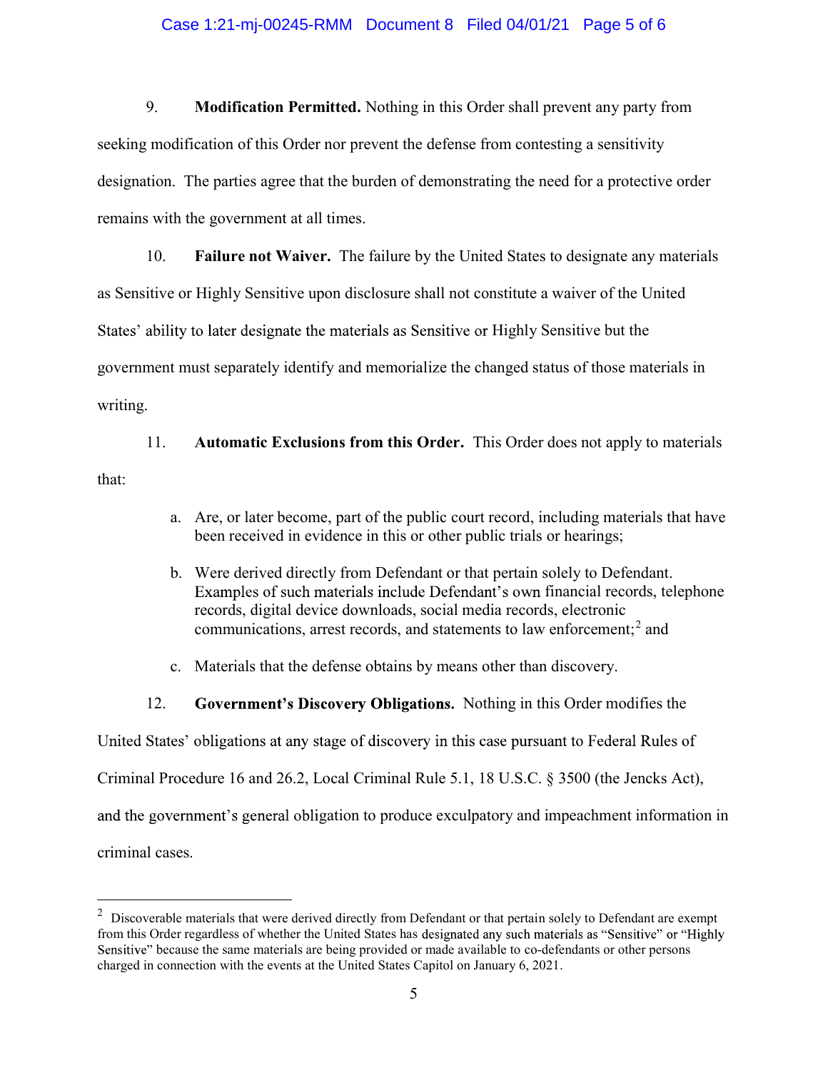9. **Modification Permitted.** Nothing in this Order shall prevent any party from seeking modification of this Order nor prevent the defense from contesting a sensitivity designation. The parties agree that the burden of demonstrating the need for a protective order remains with the government at all times.

10. **Failure not Waiver.** The failure by the United States to designate any materials as Sensitive or Highly Sensitive upon disclosure shall not constitute a waiver of the United States' ability to later designate the materials as Sensitive or Highly Sensitive but the government must separately identify and memorialize the changed status of those materials in writing.

11. **Automatic Exclusions from this Order.** This Order does not apply to materials that:

   a. Are, or later become, part of the public court record, including materials that have been received in evidence in this or other public trials or hearings;

   b. Were derived directly from Defendant or that pertain solely to Defendant. Examples of such materials include Defendant's own financial records, telephone records, digital device downloads, social media records, electronic communications, arrest records, and statements to law enforcement;[2] and

   c. Materials that the defense obtains by means other than discovery.

12. **Government's Discovery Obligations.** Nothing in this Order modifies the United States' obligations at any stage of discovery in this case pursuant to Federal Rules of Criminal Procedure 16 and 26.2, Local Criminal Rule 5.1, 18 U.S.C. § 3500 (the Jencks Act), and the government's general obligation to produce exculpatory and impeachment information in criminal cases.

---

[2] Discoverable materials that were derived directly from Defendant or that pertain solely to Defendant are exempt from this Order regardless of whether the United States has designated any such materials as "Sensitive" or "Highly Sensitive" because the same materials are being provided or made available to co-defendants or other persons charged in connection with the events at the United States Capitol on January 6, 2021.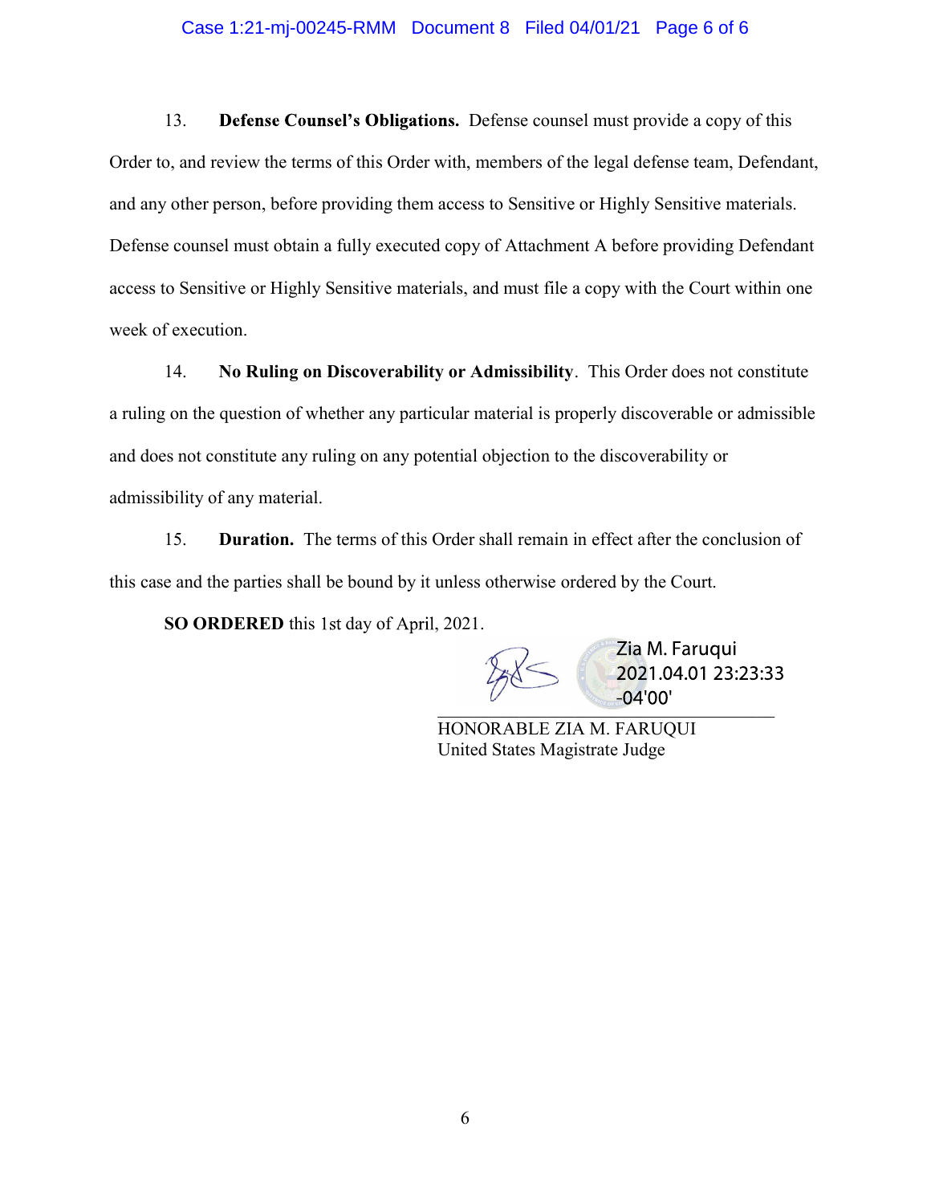13. **Defense Counsel's Obligations.** Defense counsel must provide a copy of this Order to, and review the terms of this Order with, members of the legal defense team, Defendant, and any other person, before providing them access to Sensitive or Highly Sensitive materials. Defense counsel must obtain a fully executed copy of Attachment A before providing Defendant access to Sensitive or Highly Sensitive materials, and must file a copy with the Court within one week of execution.

14. **No Ruling on Discoverability or Admissibility**. This Order does not constitute a ruling on the question of whether any particular material is properly discoverable or admissible and does not constitute any ruling on any potential objection to the discoverability or admissibility of any material.

15. **Duration.** The terms of this Order shall remain in effect after the conclusion of this case and the parties shall be bound by it unless otherwise ordered by the Court.

**SO ORDERED** this 1st day of April, 2021.

Zia M. Faruqui
2021.04.01 23:23:33
-04'00'

HONORABLE ZIA M. FARUQUI
United States Magistrate Judge